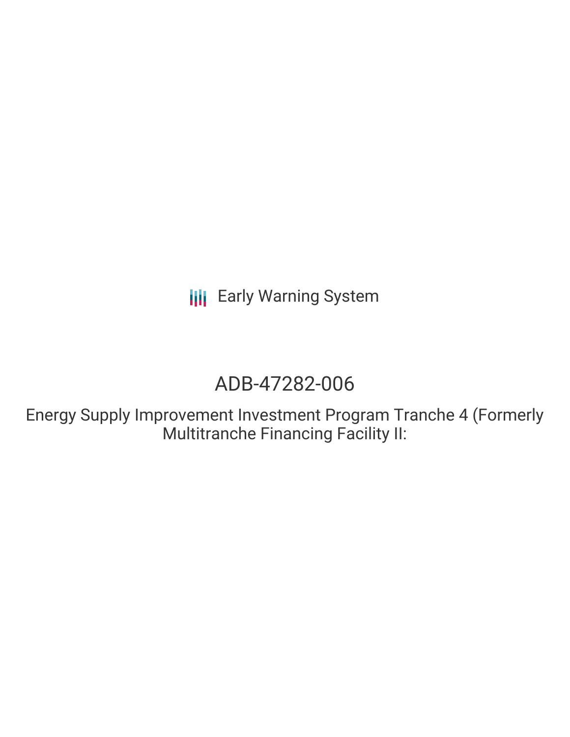Early Warning System

# ADB-47282-006

## Energy Supply Improvement Investment Program Tranche 4 (Formerly Multitranche Financing Facility II: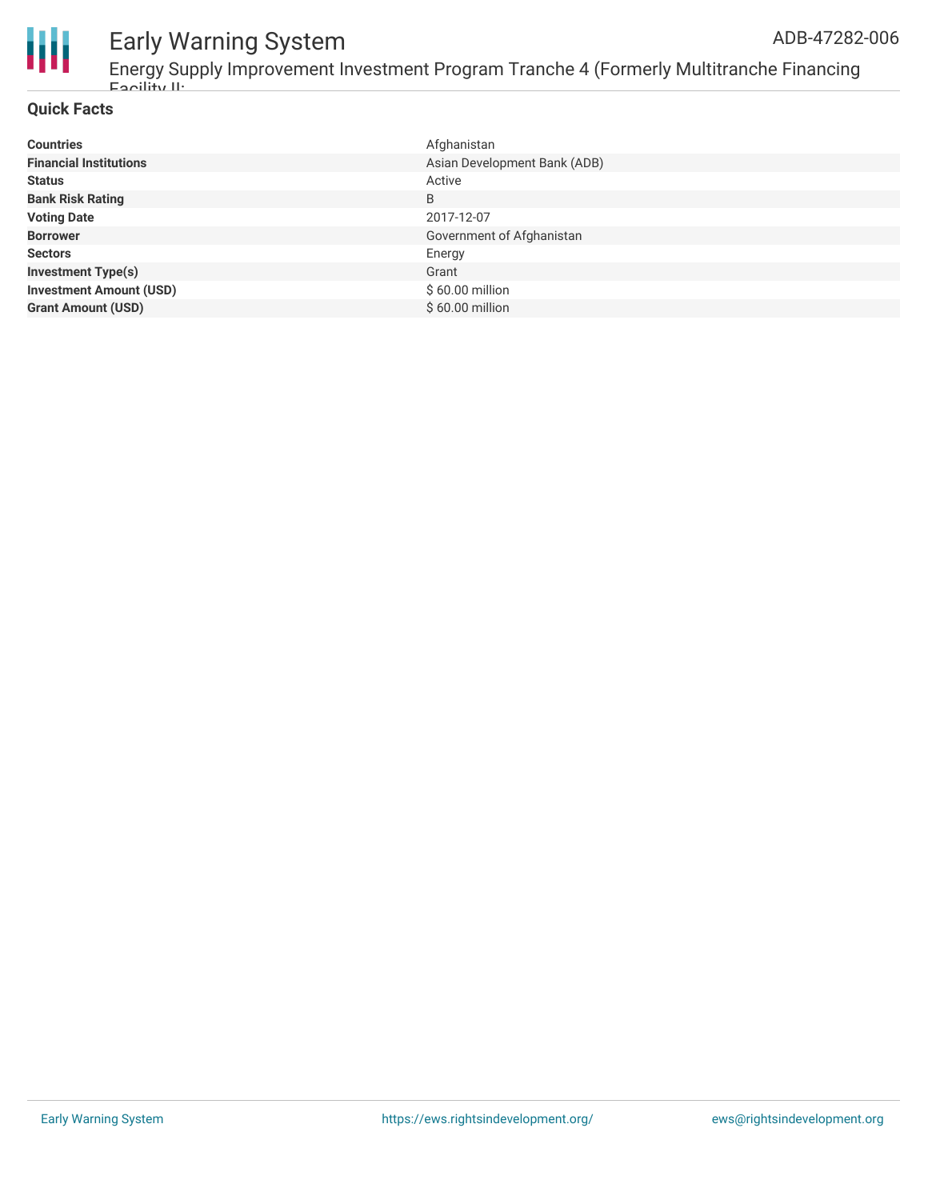## Quick Facts

| | |
|---|---|
| **Countries** | Afghanistan |
| **Financial Institutions** | Asian Development Bank (ADB) |
| **Status** | Active |
| **Bank Risk Rating** | B |
| **Voting Date** | 2017-12-07 |
| **Borrower** | Government of Afghanistan |
| **Sectors** | Energy |
| **Investment Type(s)** | Grant |
| **Investment Amount (USD)** | $ 60.00 million |
| **Grant Amount (USD)** | $ 60.00 million |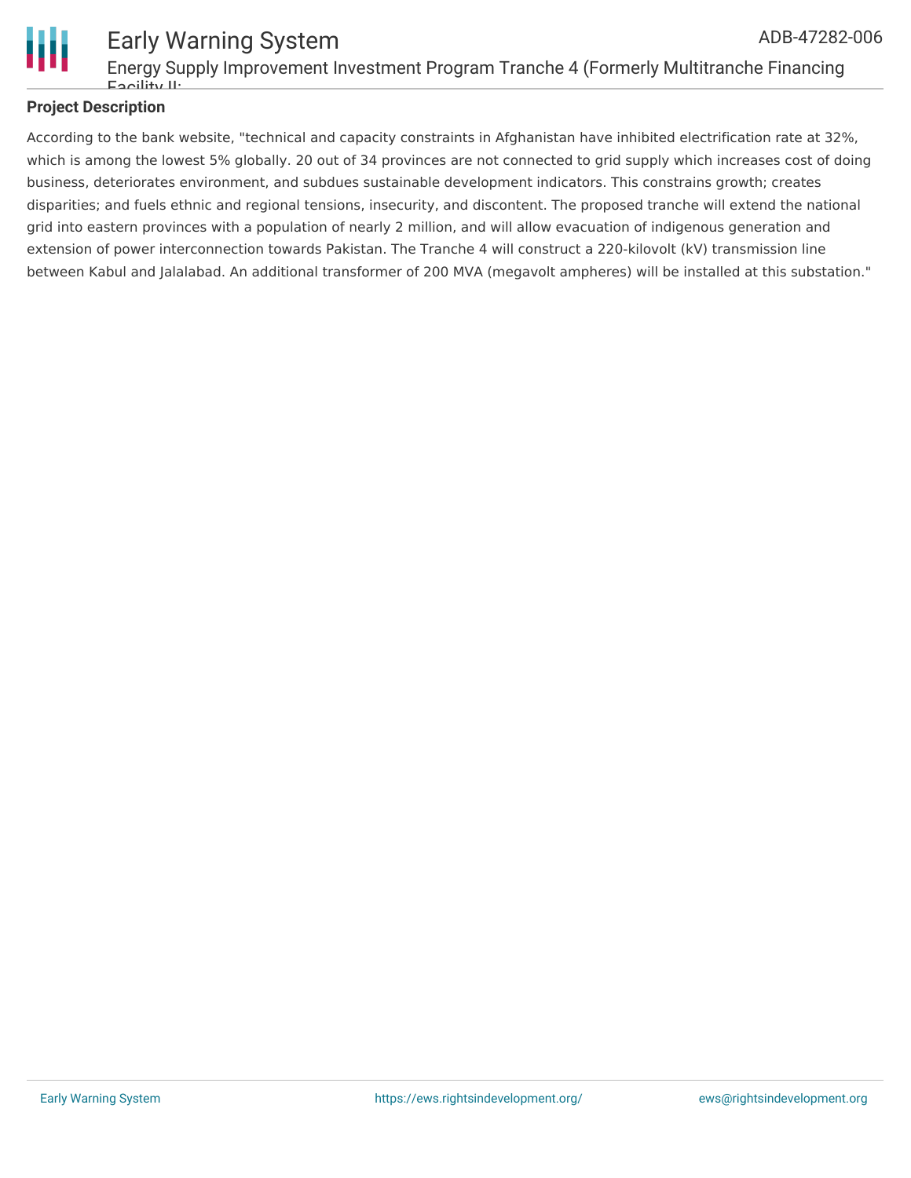**Project Description**

According to the bank website, "technical and capacity constraints in Afghanistan have inhibited electrification rate at 32%, which is among the lowest 5% globally. 20 out of 34 provinces are not connected to grid supply which increases cost of doing business, deteriorates environment, and subdues sustainable development indicators. This constrains growth; creates disparities; and fuels ethnic and regional tensions, insecurity, and discontent. The proposed tranche will extend the national grid into eastern provinces with a population of nearly 2 million, and will allow evacuation of indigenous generation and extension of power interconnection towards Pakistan. The Tranche 4 will construct a 220-kilovolt (kV) transmission line between Kabul and Jalalabad. An additional transformer of 200 MVA (megavolt ampheres) will be installed at this substation."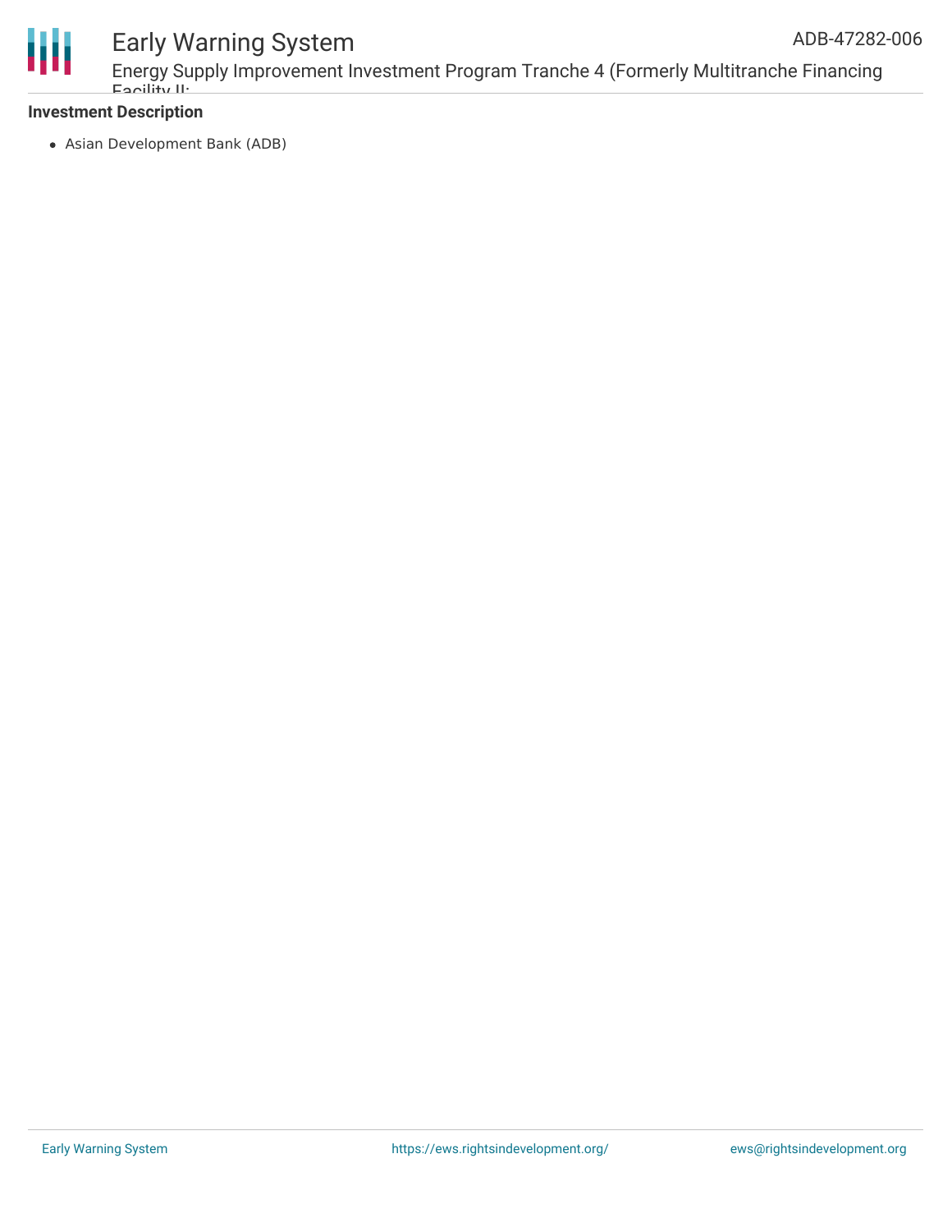**Investment Description**

- Asian Development Bank (ADB)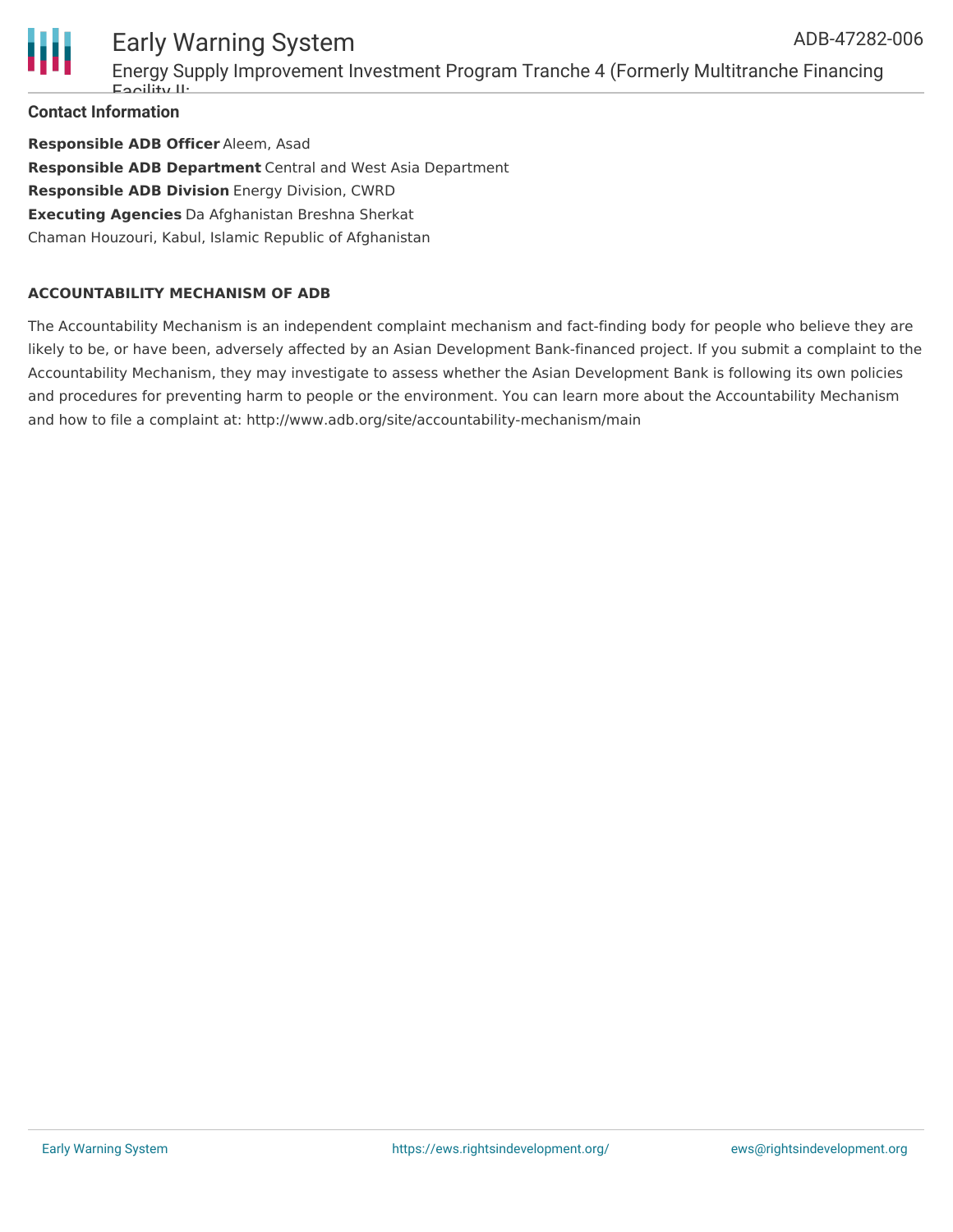## Contact Information

**Responsible ADB Officer** Aleem, Asad
**Responsible ADB Department** Central and West Asia Department
**Responsible ADB Division** Energy Division, CWRD
**Executing Agencies** Da Afghanistan Breshna Sherkat
Chaman Houzouri, Kabul, Islamic Republic of Afghanistan

### ACCOUNTABILITY MECHANISM OF ADB

The Accountability Mechanism is an independent complaint mechanism and fact-finding body for people who believe they are likely to be, or have been, adversely affected by an Asian Development Bank-financed project. If you submit a complaint to the Accountability Mechanism, they may investigate to assess whether the Asian Development Bank is following its own policies and procedures for preventing harm to people or the environment. You can learn more about the Accountability Mechanism and how to file a complaint at: http://www.adb.org/site/accountability-mechanism/main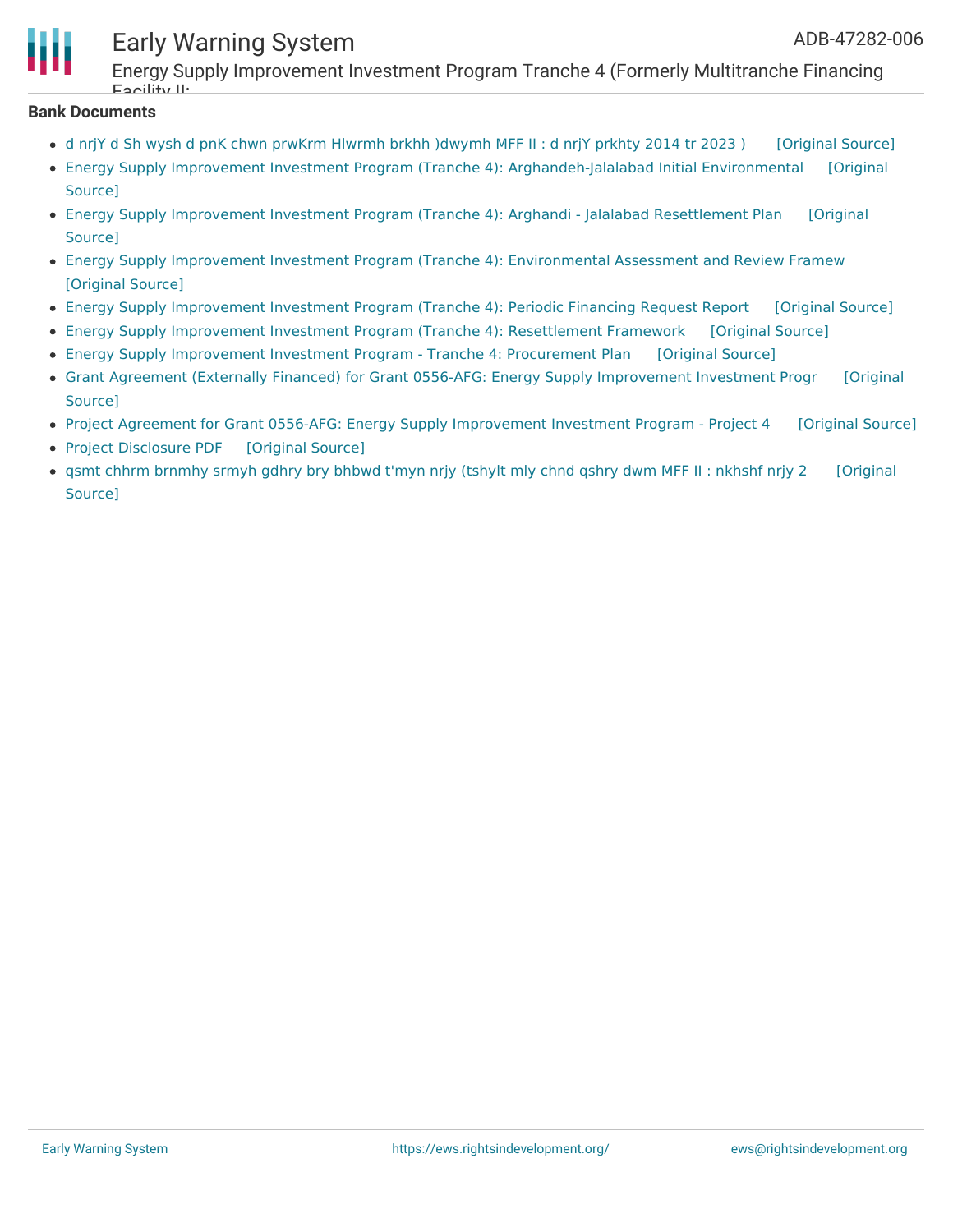**Bank Documents**

- d nrjY d Sh wysh d pnK chwn prwKrm Hlwrmh brkhh )dwymh MFF II : d nrjY prkhty 2014 tr 2023 ) [Original Source]
- Energy Supply Improvement Investment Program (Tranche 4): Arghandeh-Jalalabad Initial Environmental [Original Source]
- Energy Supply Improvement Investment Program (Tranche 4): Arghandi - Jalalabad Resettlement Plan [Original Source]
- Energy Supply Improvement Investment Program (Tranche 4): Environmental Assessment and Review Framew [Original Source]
- Energy Supply Improvement Investment Program (Tranche 4): Periodic Financing Request Report [Original Source]
- Energy Supply Improvement Investment Program (Tranche 4): Resettlement Framework [Original Source]
- Energy Supply Improvement Investment Program - Tranche 4: Procurement Plan [Original Source]
- Grant Agreement (Externally Financed) for Grant 0556-AFG: Energy Supply Improvement Investment Progr [Original Source]
- Project Agreement for Grant 0556-AFG: Energy Supply Improvement Investment Program - Project 4 [Original Source]
- Project Disclosure PDF [Original Source]
- qsmt chhrm brnmhy srmyh gdhry bry bhbwd t'myn nrjy (tshylt mly chnd qshry dwm MFF II : nkhshf nrjy 2 [Original Source]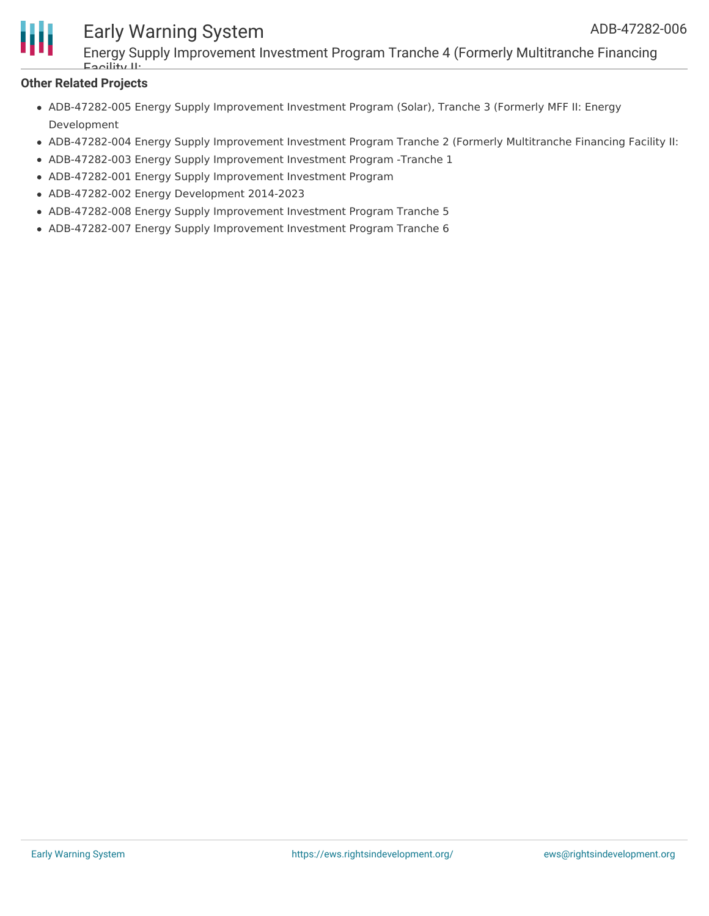**Other Related Projects**

- ADB-47282-005 Energy Supply Improvement Investment Program (Solar), Tranche 3 (Formerly MFF II: Energy Development
- ADB-47282-004 Energy Supply Improvement Investment Program Tranche 2 (Formerly Multitranche Financing Facility II:
- ADB-47282-003 Energy Supply Improvement Investment Program -Tranche 1
- ADB-47282-001 Energy Supply Improvement Investment Program
- ADB-47282-002 Energy Development 2014-2023
- ADB-47282-008 Energy Supply Improvement Investment Program Tranche 5
- ADB-47282-007 Energy Supply Improvement Investment Program Tranche 6